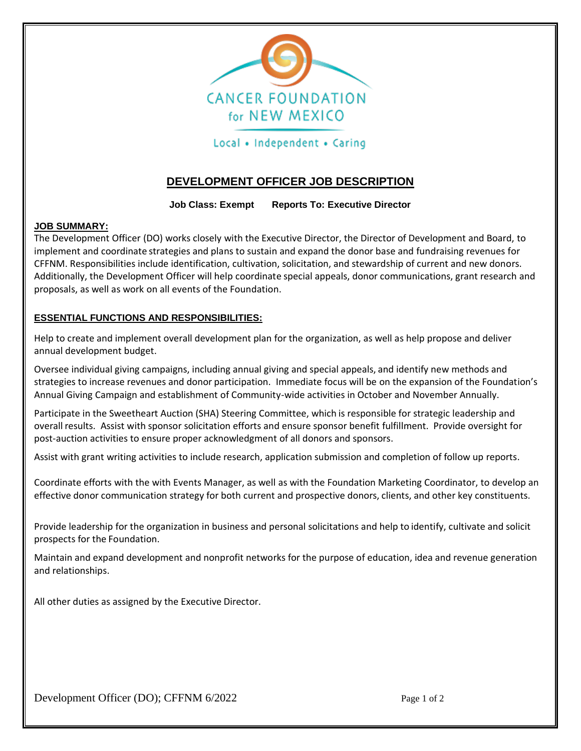CANCER FOUNDATION for NEW MEXICO

Local • Independent • Caring

# DEVELOPMENT OFFICER JOB DESCRIPTION

**Job Class: Exempt      Reports To: Executive Director**

## JOB SUMMARY:

The Development Officer (DO) works closely with the Executive Director, the Director of Development and Board, to implement and coordinate strategies and plans to sustain and expand the donor base and fundraising revenues for CFFNM. Responsibilities include identification, cultivation, solicitation, and stewardship of current and new donors. Additionally, the Development Officer will help coordinate special appeals, donor communications, grant research and proposals, as well as work on all events of the Foundation.

## ESSENTIAL FUNCTIONS AND RESPONSIBILITIES:

Help to create and implement overall development plan for the organization, as well as help propose and deliver annual development budget.

Oversee individual giving campaigns, including annual giving and special appeals, and identify new methods and strategies to increase revenues and donor participation. Immediate focus will be on the expansion of the Foundation's Annual Giving Campaign and establishment of Community-wide activities in October and November Annually.

Participate in the Sweetheart Auction (SHA) Steering Committee, which is responsible for strategic leadership and overall results. Assist with sponsor solicitation efforts and ensure sponsor benefit fulfillment. Provide oversight for post-auction activities to ensure proper acknowledgment of all donors and sponsors.

Assist with grant writing activities to include research, application submission and completion of follow up reports.

Coordinate efforts with the with Events Manager, as well as with the Foundation Marketing Coordinator, to develop an effective donor communication strategy for both current and prospective donors, clients, and other key constituents.

Provide leadership for the organization in business and personal solicitations and help to identify, cultivate and solicit prospects for the Foundation.

Maintain and expand development and nonprofit networks for the purpose of education, idea and revenue generation and relationships.

All other duties as assigned by the Executive Director.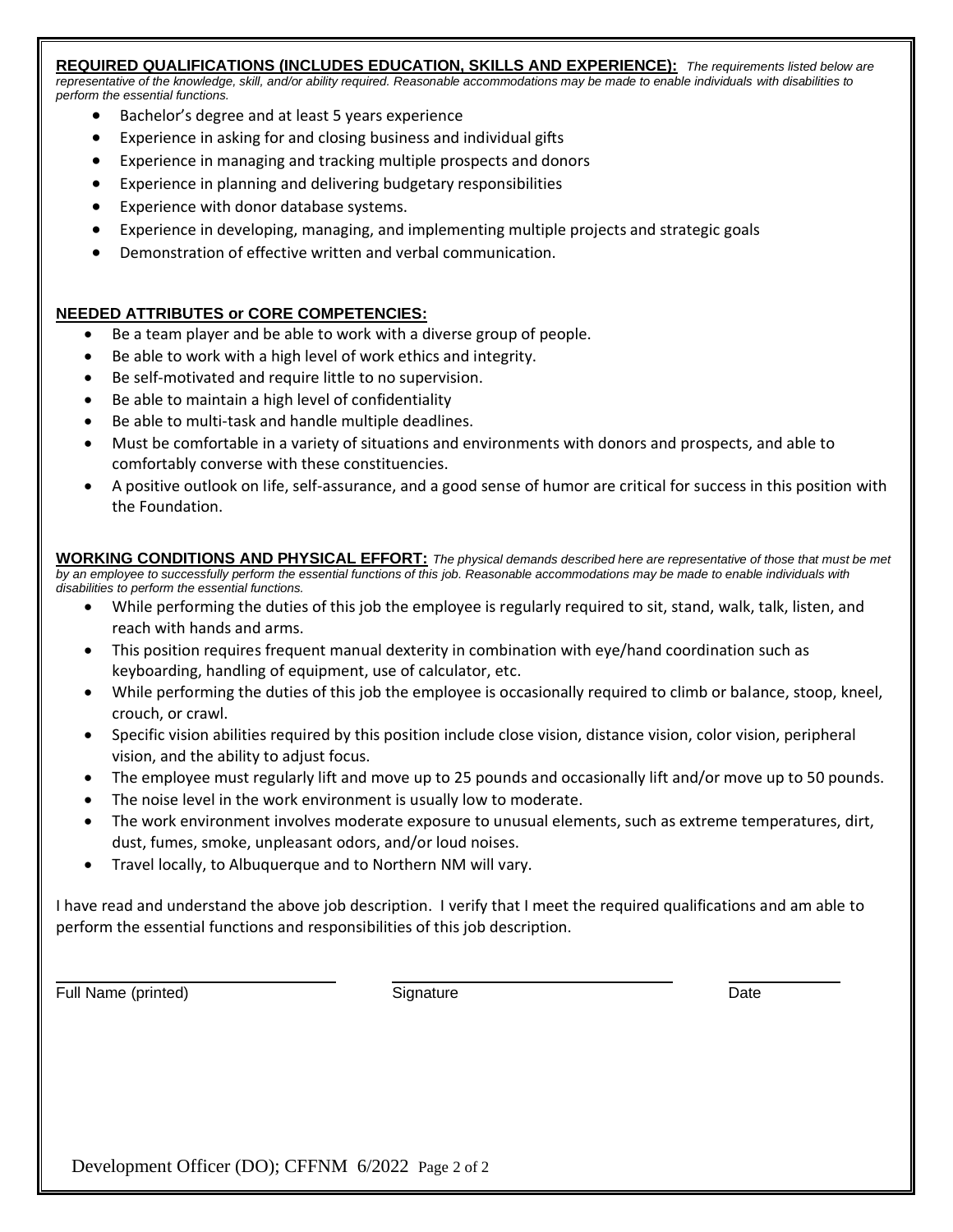**REQUIRED QUALIFICATIONS (INCLUDES EDUCATION, SKILLS AND EXPERIENCE):** *The requirements listed below are representative of the knowledge, skill, and/or ability required. Reasonable accommodations may be made to enable individuals with disabilities to perform the essential functions.*

- Bachelor's degree and at least 5 years experience
- Experience in asking for and closing business and individual gifts
- Experience in managing and tracking multiple prospects and donors
- Experience in planning and delivering budgetary responsibilities
- Experience with donor database systems.
- Experience in developing, managing, and implementing multiple projects and strategic goals
- Demonstration of effective written and verbal communication.

**NEEDED ATTRIBUTES or CORE COMPETENCIES:**

- Be a team player and be able to work with a diverse group of people.
- Be able to work with a high level of work ethics and integrity.
- Be self-motivated and require little to no supervision.
- Be able to maintain a high level of confidentiality
- Be able to multi-task and handle multiple deadlines.
- Must be comfortable in a variety of situations and environments with donors and prospects, and able to comfortably converse with these constituencies.
- A positive outlook on life, self-assurance, and a good sense of humor are critical for success in this position with the Foundation.

**WORKING CONDITIONS AND PHYSICAL EFFORT:** *The physical demands described here are representative of those that must be met by an employee to successfully perform the essential functions of this job. Reasonable accommodations may be made to enable individuals with disabilities to perform the essential functions.*

- While performing the duties of this job the employee is regularly required to sit, stand, walk, talk, listen, and reach with hands and arms.
- This position requires frequent manual dexterity in combination with eye/hand coordination such as keyboarding, handling of equipment, use of calculator, etc.
- While performing the duties of this job the employee is occasionally required to climb or balance, stoop, kneel, crouch, or crawl.
- Specific vision abilities required by this position include close vision, distance vision, color vision, peripheral vision, and the ability to adjust focus.
- The employee must regularly lift and move up to 25 pounds and occasionally lift and/or move up to 50 pounds.
- The noise level in the work environment is usually low to moderate.
- The work environment involves moderate exposure to unusual elements, such as extreme temperatures, dirt, dust, fumes, smoke, unpleasant odors, and/or loud noises.
- Travel locally, to Albuquerque and to Northern NM will vary.

I have read and understand the above job description. I verify that I meet the required qualifications and am able to perform the essential functions and responsibilities of this job description.

Full Name (printed) ______________________ Signature ______________________ Date __________

Development Officer (DO); CFFNM 6/2022